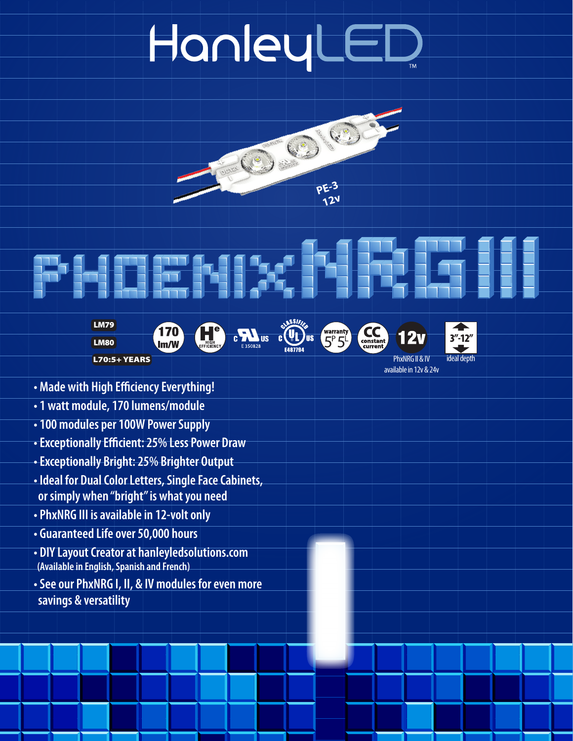# HanleyLED™

PE-3
12v

# PHOENIX NRG III

LM79

LM80

L70:5+ YEARS

170 lm/W

He HIGH EFFICIENCY

c UL us E 350828

CLASSIFIED c UL us E487794

warranty 5P 5L

CC constant current

12v

PhxNRG II & IV available in 12v & 24v

3"-12" ideal depth

- Made with High Efficiency Everything!
- 1 watt module, 170 lumens/module
- 100 modules per 100W Power Supply
- Exceptionally Efficient: 25% Less Power Draw
- Exceptionally Bright: 25% Brighter Output
- Ideal for Dual Color Letters, Single Face Cabinets, or simply when "bright" is what you need
- PhxNRG III is available in 12-volt only
- Guaranteed Life over 50,000 hours
- DIY Layout Creator at hanleyledsolutions.com (Available in English, Spanish and French)
- See our PhxNRG I, II, & IV modules for even more savings & versatility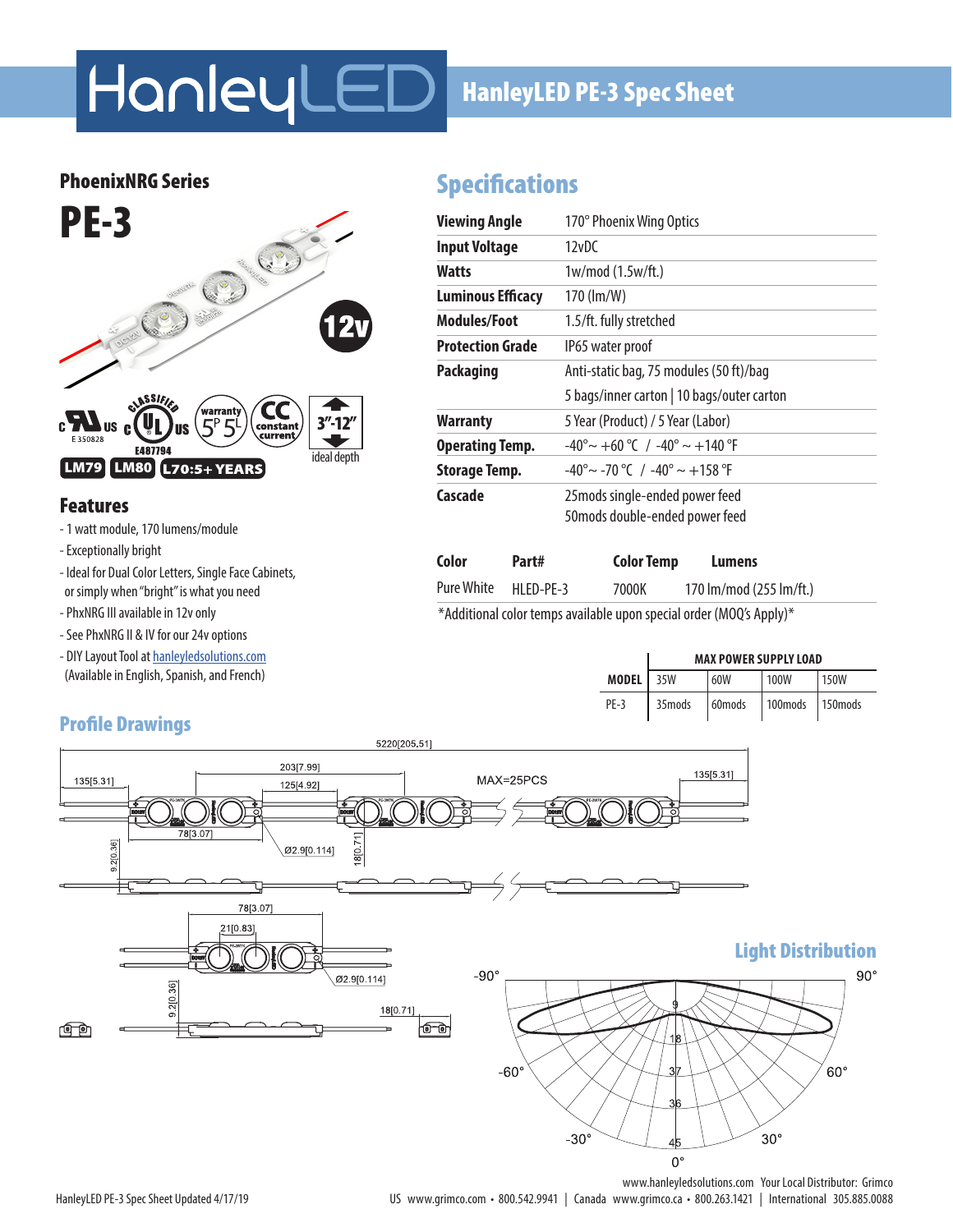# HanleyLED PE-3 Spec Sheet

## PhoenixNRG Series

# PE-3

12v

c US E 350828 · CLASSIFIED c UL US E487794 · warranty 5P 5L · CC constant current · 3"-12" ideal depth

LM79 · LM80 · L70:5+ YEARS

## Features

- 1 watt module, 170 lumens/module
- Exceptionally bright
- Ideal for Dual Color Letters, Single Face Cabinets, or simply when "bright" is what you need
- PhxNRG III available in 12v only
- See PhxNRG II & IV for our 24v options
- DIY Layout Tool at hanleyledsolutions.com (Available in English, Spanish, and French)

## Specifications

| | |
|---|---|
| **Viewing Angle** | 170° Phoenix Wing Optics |
| **Input Voltage** | 12vDC |
| **Watts** | 1w/mod (1.5w/ft.) |
| **Luminous Efficacy** | 170 (lm/W) |
| **Modules/Foot** | 1.5/ft. fully stretched |
| **Protection Grade** | IP65 water proof |
| **Packaging** | Anti-static bag, 75 modules (50 ft)/bag<br>5 bags/inner carton \| 10 bags/outer carton |
| **Warranty** | 5 Year (Product) / 5 Year (Labor) |
| **Operating Temp.** | -40°~ +60 °C / -40° ~ +140 °F |
| **Storage Temp.** | -40°~ -70 °C / -40° ~ +158 °F |
| **Cascade** | 25mods single-ended power feed<br>50mods double-ended power feed |

| Color | Part# | Color Temp | Lumens |
|---|---|---|---|
| Pure White | HLED-PE-3 | 7000K | 170 lm/mod (255 lm/ft.) |

*Additional color temps available upon special order (MOQ's Apply)*

| | MAX POWER SUPPLY LOAD | | | |
|---|---|---|---|---|
| **MODEL** | 35W | 60W | 100W | 150W |
| PE-3 | 35mods | 60mods | 100mods | 150mods |

## Profile Drawings

5220[205.51]
135[5.31]
203[7.99]
125[4.92]
MAX=25PCS
135[5.31]
78[3.07]
Ø2.9[0.114]
9.2[0.36]
18[0.71]
78[3.07]
21[0.83]
Ø2.9[0.114]
9.2[0.36]
18[0.71]

## Light Distribution

-90° 90° -60° 60° -30° 30° 0°
9 18 37 36 45

www.hanleyledsolutions.com Your Local Distributor: Grimco

HanleyLED PE-3 Spec Sheet Updated 4/17/19

US www.grimco.com • 800.542.9941 | Canada www.grimco.ca • 800.263.1421 | International 305.885.0088